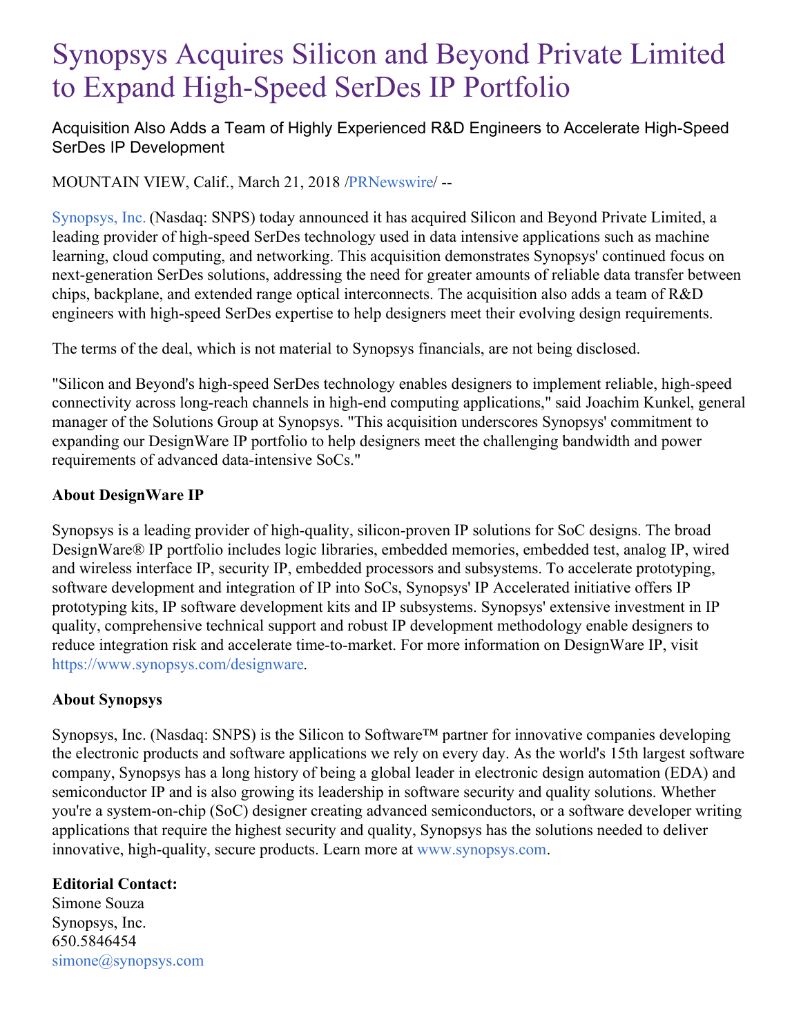# Synopsys Acquires Silicon and Beyond Private Limited to Expand High-Speed SerDes IP Portfolio

## Acquisition Also Adds a Team of Highly Experienced R&D Engineers to Accelerate High-Speed SerDes IP Development

MOUNTAIN VIEW, Calif., March 21, 2018 /PRNewswire/ --

Synopsys, Inc. (Nasdaq: SNPS) today announced it has acquired Silicon and Beyond Private Limited, a leading provider of high-speed SerDes technology used in data intensive applications such as machine learning, cloud computing, and networking. This acquisition demonstrates Synopsys' continued focus on next-generation SerDes solutions, addressing the need for greater amounts of reliable data transfer between chips, backplane, and extended range optical interconnects. The acquisition also adds a team of R&D engineers with high-speed SerDes expertise to help designers meet their evolving design requirements.

The terms of the deal, which is not material to Synopsys financials, are not being disclosed.

"Silicon and Beyond's high-speed SerDes technology enables designers to implement reliable, high-speed connectivity across long-reach channels in high-end computing applications," said Joachim Kunkel, general manager of the Solutions Group at Synopsys. "This acquisition underscores Synopsys' commitment to expanding our DesignWare IP portfolio to help designers meet the challenging bandwidth and power requirements of advanced data-intensive SoCs."

**About DesignWare IP**

Synopsys is a leading provider of high-quality, silicon-proven IP solutions for SoC designs. The broad DesignWare® IP portfolio includes logic libraries, embedded memories, embedded test, analog IP, wired and wireless interface IP, security IP, embedded processors and subsystems. To accelerate prototyping, software development and integration of IP into SoCs, Synopsys' IP Accelerated initiative offers IP prototyping kits, IP software development kits and IP subsystems. Synopsys' extensive investment in IP quality, comprehensive technical support and robust IP development methodology enable designers to reduce integration risk and accelerate time-to-market. For more information on DesignWare IP, visit https://www.synopsys.com/designware.

**About Synopsys**

Synopsys, Inc. (Nasdaq: SNPS) is the Silicon to Software™ partner for innovative companies developing the electronic products and software applications we rely on every day. As the world's 15th largest software company, Synopsys has a long history of being a global leader in electronic design automation (EDA) and semiconductor IP and is also growing its leadership in software security and quality solutions. Whether you're a system-on-chip (SoC) designer creating advanced semiconductors, or a software developer writing applications that require the highest security and quality, Synopsys has the solutions needed to deliver innovative, high-quality, secure products. Learn more at www.synopsys.com.

**Editorial Contact:**
Simone Souza
Synopsys, Inc.
650.5846454
simone@synopsys.com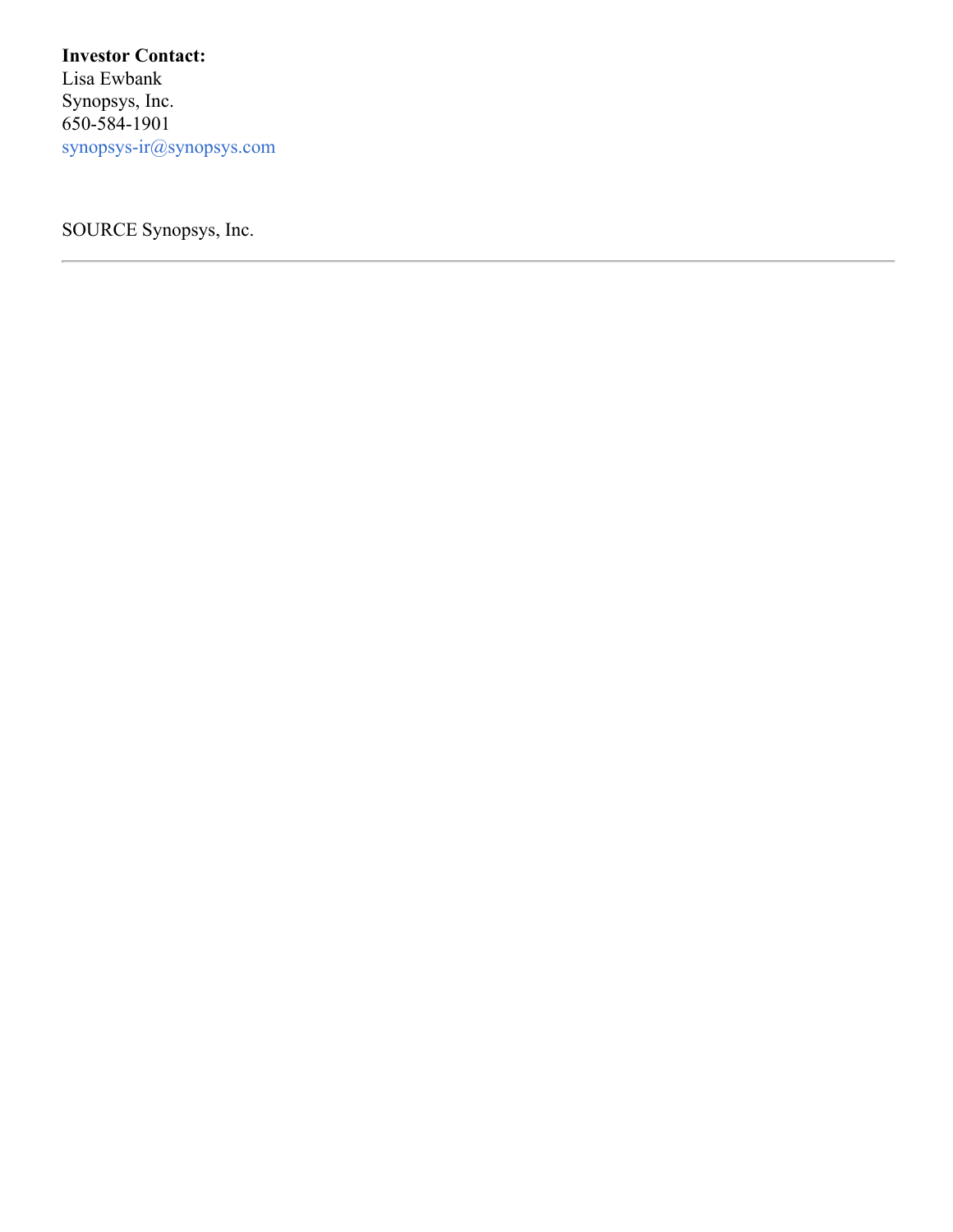**Investor Contact:**
Lisa Ewbank
Synopsys, Inc.
650-584-1901
synopsys-ir@synopsys.com

SOURCE Synopsys, Inc.

---